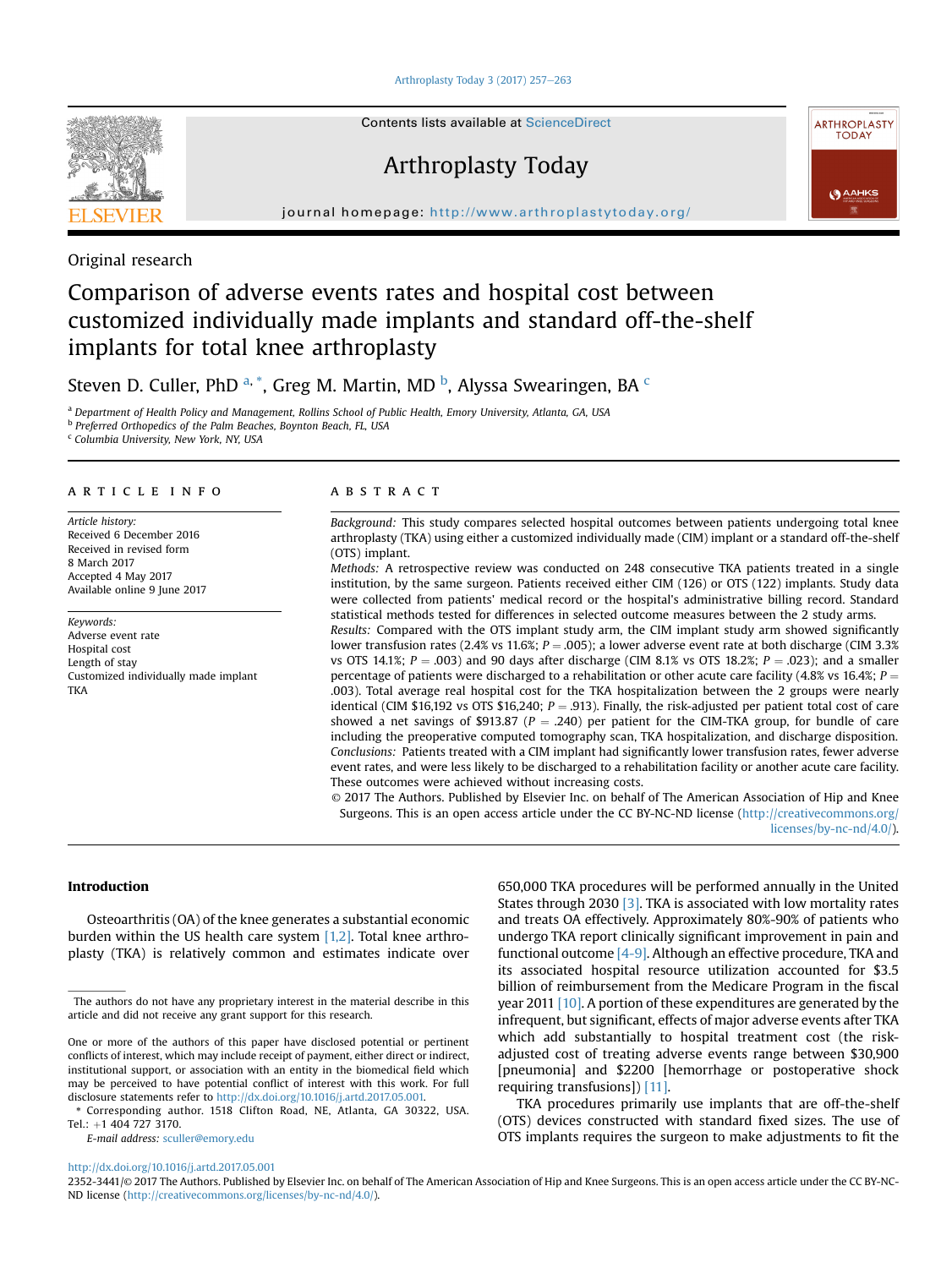Contents lists available at ScienceDirect

# Arthroplasty Today

journal homepage: http://www.arthroplastytoday.org/

Original research

# Comparison of adverse events rates and hospital cost between customized individually made implants and standard off-the-shelf implants for total knee arthroplasty

Steven D. Culler, PhD [a,*], Greg M. Martin, MD [b], Alyssa Swearingen, BA [c]

[a] Department of Health Policy and Management, Rollins School of Public Health, Emory University, Atlanta, GA, USA
[b] Preferred Orthopedics of the Palm Beaches, Boynton Beach, FL, USA
[c] Columbia University, New York, NY, USA

## ARTICLE INFO

*Article history:*
Received 6 December 2016
Received in revised form 8 March 2017
Accepted 4 May 2017
Available online 9 June 2017

*Keywords:*
Adverse event rate
Hospital cost
Length of stay
Customized individually made implant
TKA

## ABSTRACT

*Background:* This study compares selected hospital outcomes between patients undergoing total knee arthroplasty (TKA) using either a customized individually made (CIM) implant or a standard off-the-shelf (OTS) implant.

*Methods:* A retrospective review was conducted on 248 consecutive TKA patients treated in a single institution, by the same surgeon. Patients received either CIM (126) or OTS (122) implants. Study data were collected from patients' medical record or the hospital's administrative billing record. Standard statistical methods tested for differences in selected outcome measures between the 2 study arms.

*Results:* Compared with the OTS implant study arm, the CIM implant study arm showed significantly lower transfusion rates (2.4% vs 11.6%; $P = .005$); a lower adverse event rate at both discharge (CIM 3.3% vs OTS 14.1%; $P = .003$) and 90 days after discharge (CIM 8.1% vs OTS 18.2%; $P = .023$); and a smaller percentage of patients were discharged to a rehabilitation or other acute care facility (4.8% vs 16.4%; $P = .003$). Total average real hospital cost for the TKA hospitalization between the 2 groups were nearly identical (CIM \$16,192 vs OTS \$16,240; $P = .913$). Finally, the risk-adjusted per patient total cost of care showed a net savings of \$913.87 ($P = .240$) per patient for the CIM-TKA group, for bundle of care including the preoperative computed tomography scan, TKA hospitalization, and discharge disposition.

*Conclusions:* Patients treated with a CIM implant had significantly lower transfusion rates, fewer adverse event rates, and were less likely to be discharged to a rehabilitation facility or another acute care facility. These outcomes were achieved without increasing costs.

© 2017 The Authors. Published by Elsevier Inc. on behalf of The American Association of Hip and Knee Surgeons. This is an open access article under the CC BY-NC-ND license (http://creativecommons.org/licenses/by-nc-nd/4.0/).

## Introduction

Osteoarthritis (OA) of the knee generates a substantial economic burden within the US health care system [1,2]. Total knee arthroplasty (TKA) is relatively common and estimates indicate over 650,000 TKA procedures will be performed annually in the United States through 2030 [3]. TKA is associated with low mortality rates and treats OA effectively. Approximately 80%-90% of patients who undergo TKA report clinically significant improvement in pain and functional outcome [4-9]. Although an effective procedure, TKA and its associated hospital resource utilization accounted for \$3.5 billion of reimbursement from the Medicare Program in the fiscal year 2011 [10]. A portion of these expenditures are generated by the infrequent, but significant, effects of major adverse events after TKA which add substantially to hospital treatment cost (the risk-adjusted cost of treating adverse events range between \$30,900 [pneumonia] and \$2200 [hemorrhage or postoperative shock requiring transfusions]) [11].

TKA procedures primarily use implants that are off-the-shelf (OTS) devices constructed with standard fixed sizes. The use of OTS implants requires the surgeon to make adjustments to fit the

The authors do not have any proprietary interest in the material describe in this article and did not receive any grant support for this research.

One or more of the authors of this paper have disclosed potential or pertinent conflicts of interest, which may include receipt of payment, either direct or indirect, institutional support, or association with an entity in the biomedical field which may be perceived to have potential conflict of interest with this work. For full disclosure statements refer to http://dx.doi.org/10.1016/j.artd.2017.05.001.

* Corresponding author. 1518 Clifton Road, NE, Atlanta, GA 30322, USA. Tel.: +1 404 727 3170.

*E-mail address:* sculler@emory.edu

http://dx.doi.org/10.1016/j.artd.2017.05.001
2352-3441/© 2017 The Authors. Published by Elsevier Inc. on behalf of The American Association of Hip and Knee Surgeons. This is an open access article under the CC BY-NC-ND license (http://creativecommons.org/licenses/by-nc-nd/4.0/).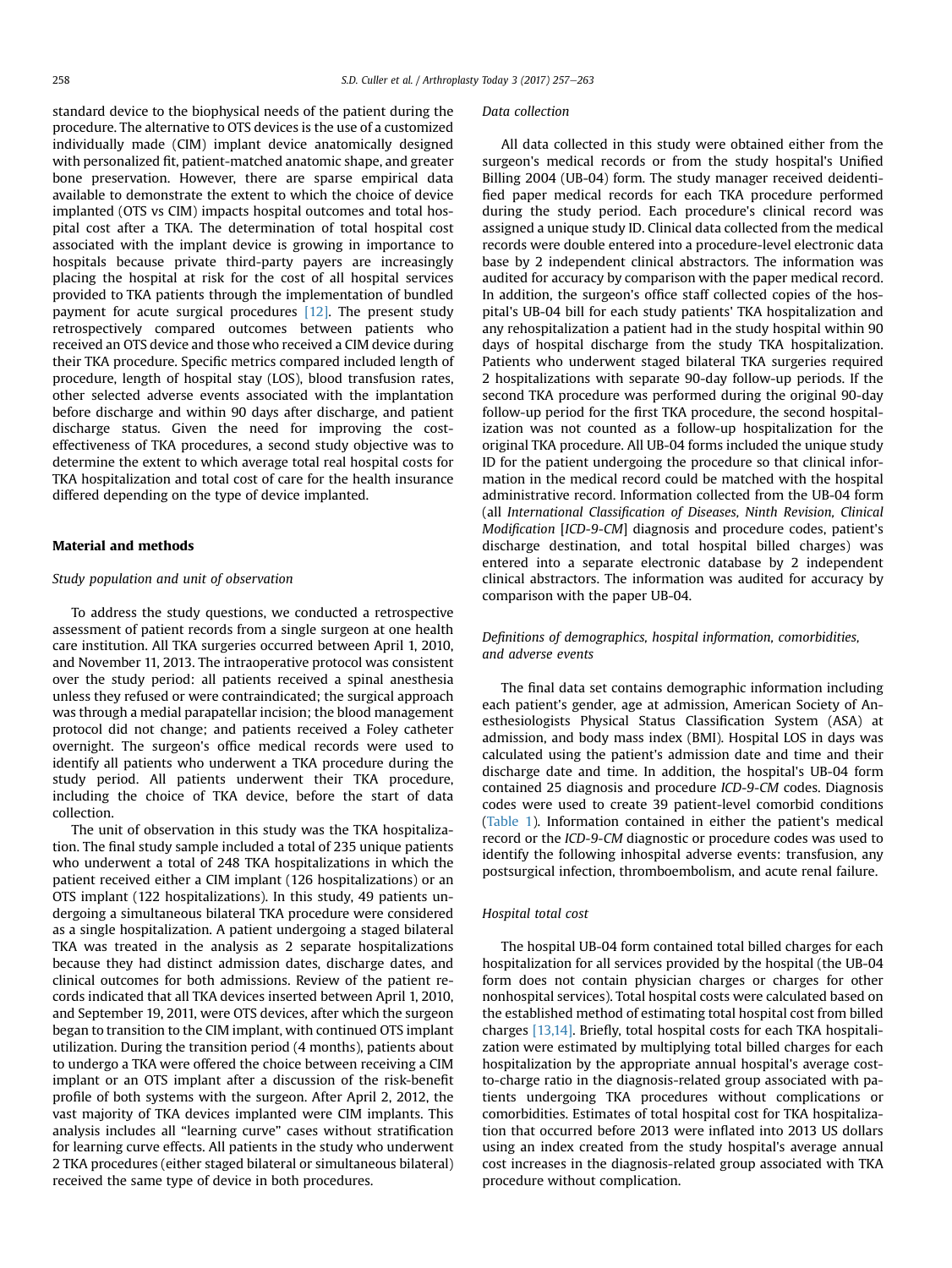standard device to the biophysical needs of the patient during the procedure. The alternative to OTS devices is the use of a customized individually made (CIM) implant device anatomically designed with personalized fit, patient-matched anatomic shape, and greater bone preservation. However, there are sparse empirical data available to demonstrate the extent to which the choice of device implanted (OTS vs CIM) impacts hospital outcomes and total hospital cost after a TKA. The determination of total hospital cost associated with the implant device is growing in importance to hospitals because private third-party payers are increasingly placing the hospital at risk for the cost of all hospital services provided to TKA patients through the implementation of bundled payment for acute surgical procedures [12]. The present study retrospectively compared outcomes between patients who received an OTS device and those who received a CIM device during their TKA procedure. Specific metrics compared included length of procedure, length of hospital stay (LOS), blood transfusion rates, other selected adverse events associated with the implantation before discharge and within 90 days after discharge, and patient discharge status. Given the need for improving the cost-effectiveness of TKA procedures, a second study objective was to determine the extent to which average total real hospital costs for TKA hospitalization and total cost of care for the health insurance differed depending on the type of device implanted.

## Material and methods

### *Study population and unit of observation*

To address the study questions, we conducted a retrospective assessment of patient records from a single surgeon at one health care institution. All TKA surgeries occurred between April 1, 2010, and November 11, 2013. The intraoperative protocol was consistent over the study period: all patients received a spinal anesthesia unless they refused or were contraindicated; the surgical approach was through a medial parapatellar incision; the blood management protocol did not change; and patients received a Foley catheter overnight. The surgeon's office medical records were used to identify all patients who underwent a TKA procedure during the study period. All patients underwent their TKA procedure, including the choice of TKA device, before the start of data collection.

The unit of observation in this study was the TKA hospitalization. The final study sample included a total of 235 unique patients who underwent a total of 248 TKA hospitalizations in which the patient received either a CIM implant (126 hospitalizations) or an OTS implant (122 hospitalizations). In this study, 49 patients undergoing a simultaneous bilateral TKA procedure were considered as a single hospitalization. A patient undergoing a staged bilateral TKA was treated in the analysis as 2 separate hospitalizations because they had distinct admission dates, discharge dates, and clinical outcomes for both admissions. Review of the patient records indicated that all TKA devices inserted between April 1, 2010, and September 19, 2011, were OTS devices, after which the surgeon began to transition to the CIM implant, with continued OTS implant utilization. During the transition period (4 months), patients about to undergo a TKA were offered the choice between receiving a CIM implant or an OTS implant after a discussion of the risk-benefit profile of both systems with the surgeon. After April 2, 2012, the vast majority of TKA devices implanted were CIM implants. This analysis includes all "learning curve" cases without stratification for learning curve effects. All patients in the study who underwent 2 TKA procedures (either staged bilateral or simultaneous bilateral) received the same type of device in both procedures.

### *Data collection*

All data collected in this study were obtained either from the surgeon's medical records or from the study hospital's Unified Billing 2004 (UB-04) form. The study manager received deidentified paper medical records for each TKA procedure performed during the study period. Each procedure's clinical record was assigned a unique study ID. Clinical data collected from the medical records were double entered into a procedure-level electronic data base by 2 independent clinical abstractors. The information was audited for accuracy by comparison with the paper medical record. In addition, the surgeon's office staff collected copies of the hospital's UB-04 bill for each study patients' TKA hospitalization and any rehospitalization a patient had in the study hospital within 90 days of hospital discharge from the study TKA hospitalization. Patients who underwent staged bilateral TKA surgeries required 2 hospitalizations with separate 90-day follow-up periods. If the second TKA procedure was performed during the original 90-day follow-up period for the first TKA procedure, the second hospitalization was not counted as a follow-up hospitalization for the original TKA procedure. All UB-04 forms included the unique study ID for the patient undergoing the procedure so that clinical information in the medical record could be matched with the hospital administrative record. Information collected from the UB-04 form (all *International Classification of Diseases, Ninth Revision, Clinical Modification* [*ICD-9-CM*] diagnosis and procedure codes, patient's discharge destination, and total hospital billed charges) was entered into a separate electronic database by 2 independent clinical abstractors. The information was audited for accuracy by comparison with the paper UB-04.

### *Definitions of demographics, hospital information, comorbidities, and adverse events*

The final data set contains demographic information including each patient's gender, age at admission, American Society of Anesthesiologists Physical Status Classification System (ASA) at admission, and body mass index (BMI). Hospital LOS in days was calculated using the patient's admission date and time and their discharge date and time. In addition, the hospital's UB-04 form contained 25 diagnosis and procedure *ICD-9-CM* codes. Diagnosis codes were used to create 39 patient-level comorbid conditions (Table 1). Information contained in either the patient's medical record or the *ICD-9-CM* diagnostic or procedure codes was used to identify the following inhospital adverse events: transfusion, any postsurgical infection, thromboembolism, and acute renal failure.

### *Hospital total cost*

The hospital UB-04 form contained total billed charges for each hospitalization for all services provided by the hospital (the UB-04 form does not contain physician charges or charges for other nonhospital services). Total hospital costs were calculated based on the established method of estimating total hospital cost from billed charges [13,14]. Briefly, total hospital costs for each TKA hospitalization were estimated by multiplying total billed charges for each hospitalization by the appropriate annual hospital's average cost-to-charge ratio in the diagnosis-related group associated with patients undergoing TKA procedures without complications or comorbidities. Estimates of total hospital cost for TKA hospitalization that occurred before 2013 were inflated into 2013 US dollars using an index created from the study hospital's average annual cost increases in the diagnosis-related group associated with TKA procedure without complication.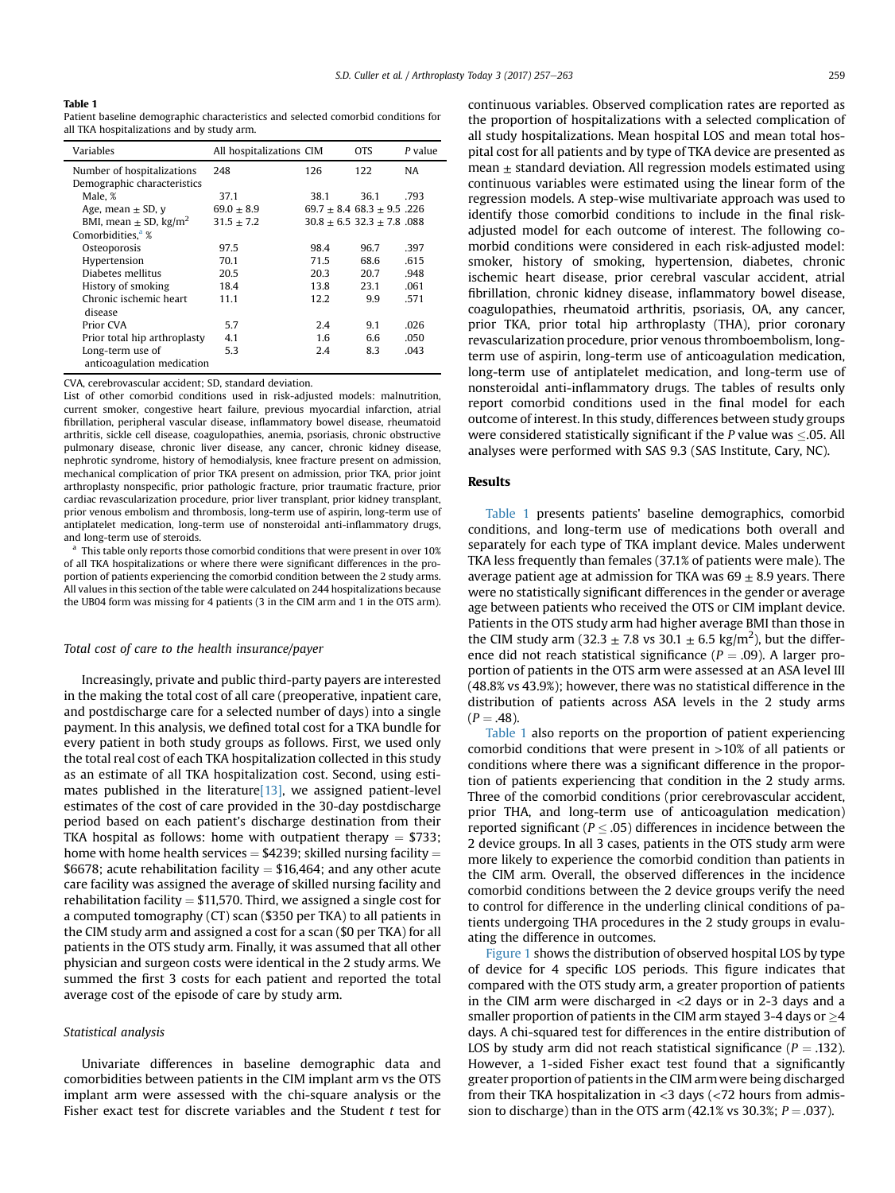**Table 1**
Patient baseline demographic characteristics and selected comorbid conditions for all TKA hospitalizations and by study arm.

| Variables | All hospitalizations | CIM | OTS | P value |
|---|---|---|---|---|
| Number of hospitalizations | 248 | 126 | 122 | NA |
| Demographic characteristics | | | | |
| Male, % | 37.1 | 38.1 | 36.1 | .793 |
| Age, mean ± SD, y | 69.0 ± 8.9 | 69.7 ± 8.4 | 68.3 ± 9.5 | .226 |
| BMI, mean ± SD, kg/m$^2$ | 31.5 ± 7.2 | 30.8 ± 6.5 | 32.3 ± 7.8 | .088 |
| Comorbidities,[a] % | | | | |
| Osteoporosis | 97.5 | 98.4 | 96.7 | .397 |
| Hypertension | 70.1 | 71.5 | 68.6 | .615 |
| Diabetes mellitus | 20.5 | 20.3 | 20.7 | .948 |
| History of smoking | 18.4 | 13.8 | 23.1 | .061 |
| Chronic ischemic heart disease | 11.1 | 12.2 | 9.9 | .571 |
| Prior CVA | 5.7 | 2.4 | 9.1 | .026 |
| Prior total hip arthroplasty | 4.1 | 1.6 | 6.6 | .050 |
| Long-term use of anticoagulation medication | 5.3 | 2.4 | 8.3 | .043 |

CVA, cerebrovascular accident; SD, standard deviation.

List of other comorbid conditions used in risk-adjusted models: malnutrition, current smoker, congestive heart failure, previous myocardial infarction, atrial fibrillation, peripheral vascular disease, inflammatory bowel disease, rheumatoid arthritis, sickle cell disease, coagulopathies, anemia, psoriasis, chronic obstructive pulmonary disease, chronic liver disease, any cancer, chronic kidney disease, nephrotic syndrome, history of hemodialysis, knee fracture present on admission, mechanical complication of prior TKA present on admission, prior TKA, prior joint arthroplasty nonspecific, prior pathologic fracture, prior traumatic fracture, prior cardiac revascularization procedure, prior liver transplant, prior kidney transplant, prior venous embolism and thrombosis, long-term use of aspirin, long-term use of antiplatelet medication, long-term use of nonsteroidal anti-inflammatory drugs, and long-term use of steroids.

[a] This table only reports those comorbid conditions that were present in over 10% of all TKA hospitalizations or where there were significant differences in the proportion of patients experiencing the comorbid condition between the 2 study arms. All values in this section of the table were calculated on 244 hospitalizations because the UB04 form was missing for 4 patients (3 in the CIM arm and 1 in the OTS arm).

### *Total cost of care to the health insurance/payer*

Increasingly, private and public third-party payers are interested in the making the total cost of all care (preoperative, inpatient care, and postdischarge care for a selected number of days) into a single payment. In this analysis, we defined total cost for a TKA bundle for every patient in both study groups as follows. First, we used only the total real cost of each TKA hospitalization collected in this study as an estimate of all TKA hospitalization cost. Second, using estimates published in the literature[13], we assigned patient-level estimates of the cost of care provided in the 30-day postdischarge period based on each patient's discharge destination from their TKA hospital as follows: home with outpatient therapy = $733; home with home health services = $4239; skilled nursing facility = $6678; acute rehabilitation facility = $16,464; and any other acute care facility was assigned the average of skilled nursing facility and rehabilitation facility = $11,570. Third, we assigned a single cost for a computed tomography (CT) scan ($350 per TKA) to all patients in the CIM study arm and assigned a cost for a scan ($0 per TKA) for all patients in the OTS study arm. Finally, it was assumed that all other physician and surgeon costs were identical in the 2 study arms. We summed the first 3 costs for each patient and reported the total average cost of the episode of care by study arm.

### *Statistical analysis*

Univariate differences in baseline demographic data and comorbidities between patients in the CIM implant arm vs the OTS implant arm were assessed with the chi-square analysis or the Fisher exact test for discrete variables and the Student *t* test for continuous variables. Observed complication rates are reported as the proportion of hospitalizations with a selected complication of all study hospitalizations. Mean hospital LOS and mean total hospital cost for all patients and by type of TKA device are presented as mean ± standard deviation. All regression models estimated using continuous variables were estimated using the linear form of the regression models. A step-wise multivariate approach was used to identify those comorbid conditions to include in the final risk-adjusted model for each outcome of interest. The following comorbid conditions were considered in each risk-adjusted model: smoker, history of smoking, hypertension, diabetes, chronic ischemic heart disease, prior cerebral vascular accident, atrial fibrillation, chronic kidney disease, inflammatory bowel disease, coagulopathies, rheumatoid arthritis, psoriasis, OA, any cancer, prior TKA, prior total hip arthroplasty (THA), prior coronary revascularization procedure, prior venous thromboembolism, long-term use of aspirin, long-term use of anticoagulation medication, long-term use of antiplatelet medication, and long-term use of nonsteroidal anti-inflammatory drugs. The tables of results only report comorbid conditions used in the final model for each outcome of interest. In this study, differences between study groups were considered statistically significant if the *P* value was ≤.05. All analyses were performed with SAS 9.3 (SAS Institute, Cary, NC).

## Results

Table 1 presents patients' baseline demographics, comorbid conditions, and long-term use of medications both overall and separately for each type of TKA implant device. Males underwent TKA less frequently than females (37.1% of patients were male). The average patient age at admission for TKA was 69 ± 8.9 years. There were no statistically significant differences in the gender or average age between patients who received the OTS or CIM implant device. Patients in the OTS study arm had higher average BMI than those in the CIM study arm (32.3 ± 7.8 vs 30.1 ± 6.5 kg/m$^2$), but the difference did not reach statistical significance ($P = .09$). A larger proportion of patients in the OTS arm were assessed at an ASA level III (48.8% vs 43.9%); however, there was no statistical difference in the distribution of patients across ASA levels in the 2 study arms ($P = .48$).

Table 1 also reports on the proportion of patient experiencing comorbid conditions that were present in >10% of all patients or conditions where there was a significant difference in the proportion of patients experiencing that condition in the 2 study arms. Three of the comorbid conditions (prior cerebrovascular accident, prior THA, and long-term use of anticoagulation medication) reported significant ($P \leq .05$) differences in incidence between the 2 device groups. In all 3 cases, patients in the OTS study arm were more likely to experience the comorbid condition than patients in the CIM arm. Overall, the observed differences in the incidence comorbid conditions between the 2 device groups verify the need to control for difference in the underling clinical conditions of patients undergoing THA procedures in the 2 study groups in evaluating the difference in outcomes.

Figure 1 shows the distribution of observed hospital LOS by type of device for 4 specific LOS periods. This figure indicates that compared with the OTS study arm, a greater proportion of patients in the CIM arm were discharged in <2 days or in 2-3 days and a smaller proportion of patients in the CIM arm stayed 3-4 days or ≥4 days. A chi-squared test for differences in the entire distribution of LOS by study arm did not reach statistical significance ($P = .132$). However, a 1-sided Fisher exact test found that a significantly greater proportion of patients in the CIM arm were being discharged from their TKA hospitalization in <3 days (<72 hours from admission to discharge) than in the OTS arm (42.1% vs 30.3%; $P = .037$).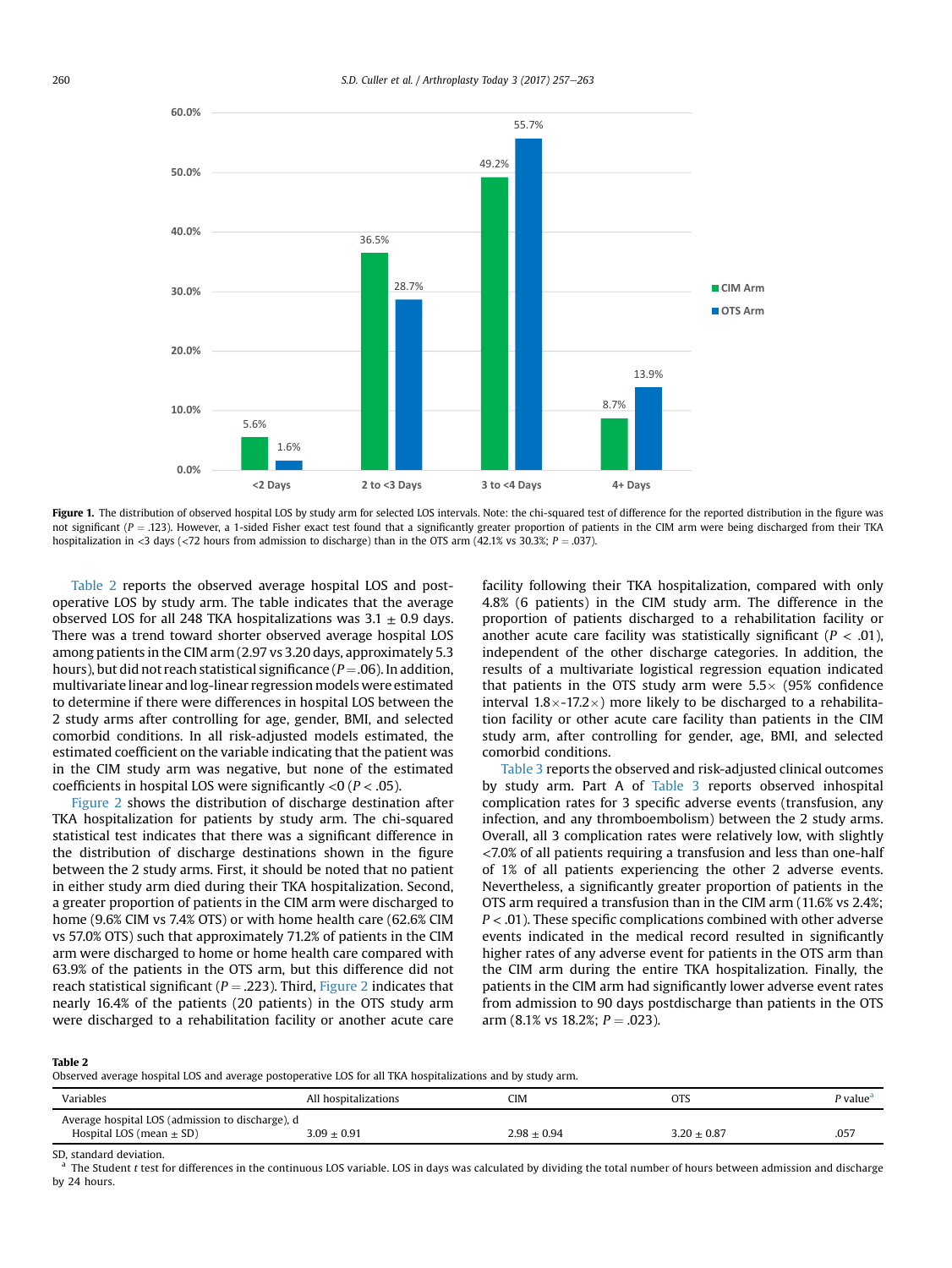60.0%
50.0%
40.0%
30.0%
20.0%
10.0%
0.0%

5.6%
1.6%
36.5%
28.7%
49.2%
55.7%
8.7%
13.9%

<2 Days
2 to <3 Days
3 to <4 Days
4+ Days

CIM Arm
OTS Arm

**Figure 1.** The distribution of observed hospital LOS by study arm for selected LOS intervals. Note: the chi-squared test of difference for the reported distribution in the figure was not significant ($P = .123$). However, a 1-sided Fisher exact test found that a significantly greater proportion of patients in the CIM arm were being discharged from their TKA hospitalization in <3 days (<72 hours from admission to discharge) than in the OTS arm (42.1% vs 30.3%; $P = .037$).

Table 2 reports the observed average hospital LOS and postoperative LOS by study arm. The table indicates that the average observed LOS for all 248 TKA hospitalizations was 3.1 ± 0.9 days. There was a trend toward shorter observed average hospital LOS among patients in the CIM arm (2.97 vs 3.20 days, approximately 5.3 hours), but did not reach statistical significance ($P = .06$). In addition, multivariate linear and log-linear regression models were estimated to determine if there were differences in hospital LOS between the 2 study arms after controlling for age, gender, BMI, and selected comorbid conditions. In all risk-adjusted models estimated, the estimated coefficient on the variable indicating that the patient was in the CIM study arm was negative, but none of the estimated coefficients in hospital LOS were significantly <0 ($P < .05$).

Figure 2 shows the distribution of discharge destination after TKA hospitalization for patients by study arm. The chi-squared statistical test indicates that there was a significant difference in the distribution of discharge destinations shown in the figure between the 2 study arms. First, it should be noted that no patient in either study arm died during their TKA hospitalization. Second, a greater proportion of patients in the CIM arm were discharged to home (9.6% CIM vs 7.4% OTS) or with home health care (62.6% CIM vs 57.0% OTS) such that approximately 71.2% of patients in the CIM arm were discharged to home or home health care compared with 63.9% of the patients in the OTS arm, but this difference did not reach statistical significant ($P = .223$). Third, Figure 2 indicates that nearly 16.4% of the patients (20 patients) in the OTS study arm were discharged to a rehabilitation facility or another acute care facility following their TKA hospitalization, compared with only 4.8% (6 patients) in the CIM study arm. The difference in the proportion of patients discharged to a rehabilitation facility or another acute care facility was statistically significant ($P < .01$), independent of the other discharge categories. In addition, the results of a multivariate logistical regression equation indicated that patients in the OTS study arm were 5.5× (95% confidence interval 1.8×-17.2×) more likely to be discharged to a rehabilitation facility or other acute care facility than patients in the CIM study arm, after controlling for gender, age, BMI, and selected comorbid conditions.

Table 3 reports the observed and risk-adjusted clinical outcomes by study arm. Part A of Table 3 reports observed inhospital complication rates for 3 specific adverse events (transfusion, any infection, and any thromboembolism) between the 2 study arms. Overall, all 3 complication rates were relatively low, with slightly <7.0% of all patients requiring a transfusion and less than one-half of 1% of all patients experiencing the other 2 adverse events. Nevertheless, a significantly greater proportion of patients in the OTS arm required a transfusion than in the CIM arm (11.6% vs 2.4%; $P < .01$). These specific complications combined with other adverse events indicated in the medical record resulted in significantly higher rates of any adverse event for patients in the OTS arm than the CIM arm during the entire TKA hospitalization. Finally, the patients in the CIM arm had significantly lower adverse event rates from admission to 90 days postdischarge than patients in the OTS arm (8.1% vs 18.2%; $P = .023$).

**Table 2**
Observed average hospital LOS and average postoperative LOS for all TKA hospitalizations and by study arm.

| Variables | All hospitalizations | CIM | OTS | *P* value[a] |
|---|---|---|---|---|
| Average hospital LOS (admission to discharge), d | | | | |
| Hospital LOS (mean ± SD) | 3.09 ± 0.91 | 2.98 ± 0.94 | 3.20 ± 0.87 | .057 |

SD, standard deviation.
[a] The Student *t* test for differences in the continuous LOS variable. LOS in days was calculated by dividing the total number of hours between admission and discharge by 24 hours.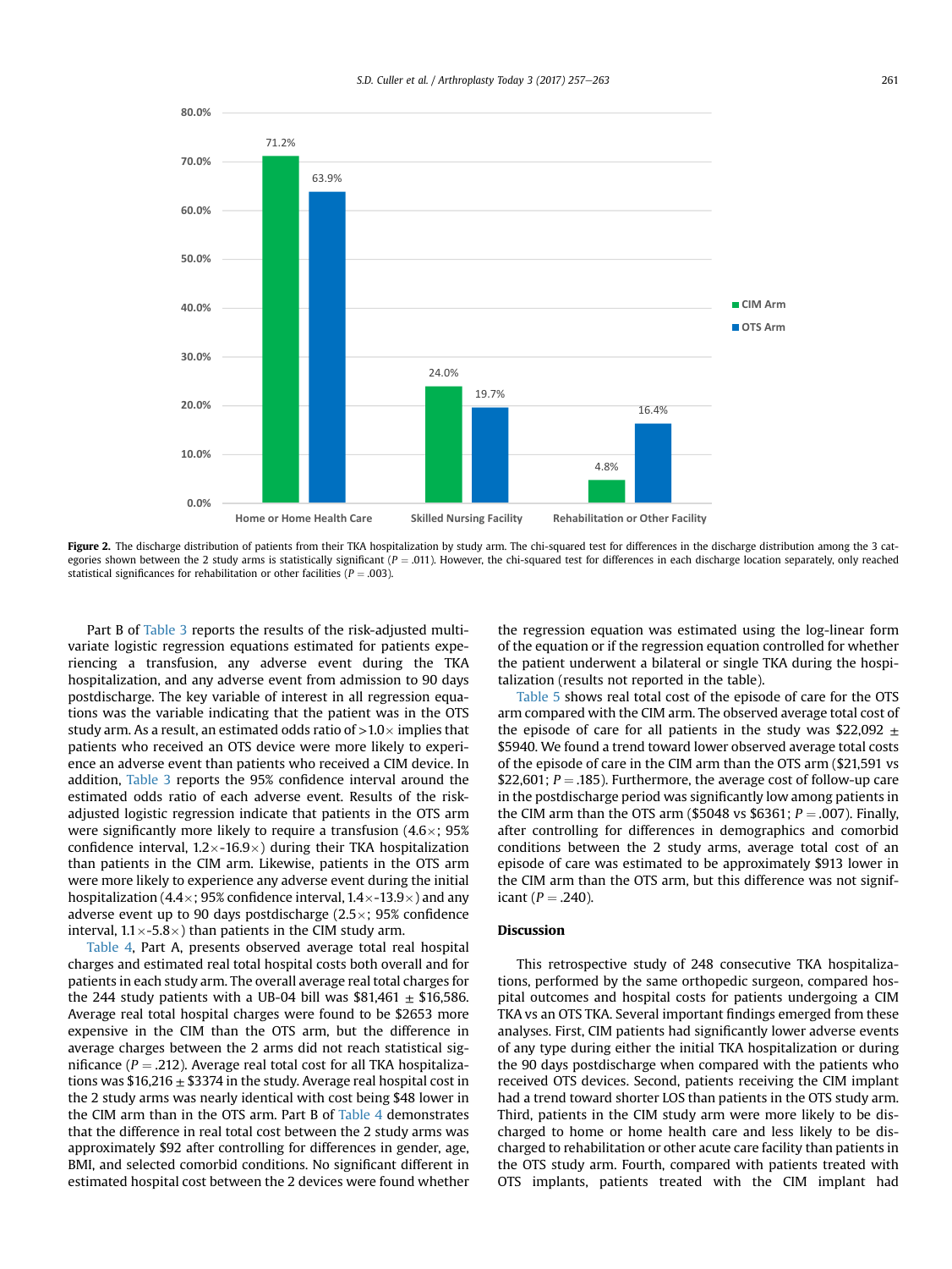80.0%
70.0%
60.0%
50.0%
40.0%
30.0%
20.0%
10.0%
0.0%

71.2%
63.9%
24.0%
19.7%
16.4%
4.8%

Home or Home Health Care
Skilled Nursing Facility
Rehabilitation or Other Facility

CIM Arm
OTS Arm

**Figure 2.** The discharge distribution of patients from their TKA hospitalization by study arm. The chi-squared test for differences in the discharge distribution among the 3 categories shown between the 2 study arms is statistically significant ($P = .011$). However, the chi-squared test for differences in each discharge location separately, only reached statistical significances for rehabilitation or other facilities ($P = .003$).

Part B of Table 3 reports the results of the risk-adjusted multivariate logistic regression equations estimated for patients experiencing a transfusion, any adverse event during the TKA hospitalization, and any adverse event from admission to 90 days postdischarge. The key variable of interest in all regression equations was the variable indicating that the patient was in the OTS study arm. As a result, an estimated odds ratio of >1.0× implies that patients who received an OTS device were more likely to experience an adverse event than patients who received a CIM device. In addition, Table 3 reports the 95% confidence interval around the estimated odds ratio of each adverse event. Results of the risk-adjusted logistic regression indicate that patients in the OTS arm were significantly more likely to require a transfusion (4.6×; 95% confidence interval, 1.2×-16.9×) during their TKA hospitalization than patients in the CIM arm. Likewise, patients in the OTS arm were more likely to experience any adverse event during the initial hospitalization (4.4×; 95% confidence interval, 1.4×-13.9×) and any adverse event up to 90 days postdischarge (2.5×; 95% confidence interval, 1.1×-5.8×) than patients in the CIM study arm.

Table 4, Part A, presents observed average total real hospital charges and estimated real total hospital costs both overall and for patients in each study arm. The overall average real total charges for the 244 study patients with a UB-04 bill was \$81,461 ± \$16,586. Average real total hospital charges were found to be \$2653 more expensive in the CIM than the OTS arm, but the difference in average charges between the 2 arms did not reach statistical significance ($P = .212$). Average real total cost for all TKA hospitalizations was \$16,216 ± \$3374 in the study. Average real hospital cost in the 2 study arms was nearly identical with cost being \$48 lower in the CIM arm than in the OTS arm. Part B of Table 4 demonstrates that the difference in real total cost between the 2 study arms was approximately \$92 after controlling for differences in gender, age, BMI, and selected comorbid conditions. No significant different in estimated hospital cost between the 2 devices were found whether the regression equation was estimated using the log-linear form of the equation or if the regression equation controlled for whether the patient underwent a bilateral or single TKA during the hospitalization (results not reported in the table).

Table 5 shows real total cost of the episode of care for the OTS arm compared with the CIM arm. The observed average total cost of the episode of care for all patients in the study was \$22,092 ± \$5940. We found a trend toward lower observed average total costs of the episode of care in the CIM arm than the OTS arm (\$21,591 vs \$22,601; $P = .185$). Furthermore, the average cost of follow-up care in the postdischarge period was significantly low among patients in the CIM arm than the OTS arm (\$5048 vs \$6361; $P = .007$). Finally, after controlling for differences in demographics and comorbid conditions between the 2 study arms, average total cost of an episode of care was estimated to be approximately \$913 lower in the CIM arm than the OTS arm, but this difference was not significant ($P = .240$).

## Discussion

This retrospective study of 248 consecutive TKA hospitalizations, performed by the same orthopedic surgeon, compared hospital outcomes and hospital costs for patients undergoing a CIM TKA vs an OTS TKA. Several important findings emerged from these analyses. First, CIM patients had significantly lower adverse events of any type during either the initial TKA hospitalization or during the 90 days postdischarge when compared with the patients who received OTS devices. Second, patients receiving the CIM implant had a trend toward shorter LOS than patients in the OTS study arm. Third, patients in the CIM study arm were more likely to be discharged to home or home health care and less likely to be discharged to rehabilitation or other acute care facility than patients in the OTS study arm. Fourth, compared with patients treated with OTS implants, patients treated with the CIM implant had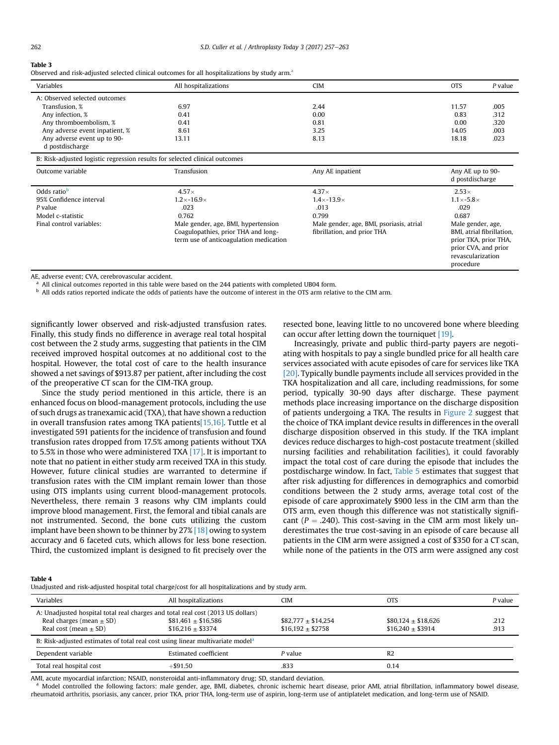**Table 3**
Observed and risk-adjusted selected clinical outcomes for all hospitalizations by study arm.[a]

| Variables | All hospitalizations | CIM | OTS | *P* value |
|---|---|---|---|---|
| A: Observed selected outcomes | | | | |
| Transfusion, % | 6.97 | 2.44 | 11.57 | .005 |
| Any infection, % | 0.41 | 0.00 | 0.83 | .312 |
| Any thromboembolism, % | 0.41 | 0.81 | 0.00 | .320 |
| Any adverse event inpatient, % | 8.61 | 3.25 | 14.05 | .003 |
| Any adverse event up to 90-d postdischarge | 13.11 | 8.13 | 18.18 | .023 |

B: Risk-adjusted logistic regression results for selected clinical outcomes

| Outcome variable | Transfusion | Any AE inpatient | Any AE up to 90-d postdischarge |
|---|---|---|---|
| Odds ratio[b] | 4.57× | 4.37× | 2.53× |
| 95% Confidence interval | 1.2×-16.9× | 1.4×-13.9× | 1.1×-5.8× |
| *P* value | .023 | .013 | .029 |
| Model c-statistic | 0.762 | 0.799 | 0.687 |
| Final control variables: | Male gender, age, BMI, hypertension Coagulopathies, prior THA and long-term use of anticoagulation medication | Male gender, age, BMI, psoriasis, atrial fibrillation, and prior THA | Male gender, age, BMI, atrial fibrillation, prior TKA, prior THA, prior CVA, and prior revascularization procedure |

AE, adverse event; CVA, cerebrovascular accident.
[a] All clinical outcomes reported in this table were based on the 244 patients with completed UB04 form.
[b] All odds ratios reported indicate the odds of patients have the outcome of interest in the OTS arm relative to the CIM arm.

significantly lower observed and risk-adjusted transfusion rates. Finally, this study finds no difference in average real total hospital cost between the 2 study arms, suggesting that patients in the CIM received improved hospital outcomes at no additional cost to the hospital. However, the total cost of care to the health insurance showed a net savings of $913.87 per patient, after including the cost of the preoperative CT scan for the CIM-TKA group.

Since the study period mentioned in this article, there is an enhanced focus on blood-management protocols, including the use of such drugs as tranexamic acid (TXA), that have shown a reduction in overall transfusion rates among TKA patients[15,16]. Tuttle et al investigated 591 patients for the incidence of transfusion and found transfusion rates dropped from 17.5% among patients without TXA to 5.5% in those who were administered TXA [17]. It is important to note that no patient in either study arm received TXA in this study. However, future clinical studies are warranted to determine if transfusion rates with the CIM implant remain lower than those using OTS implants using current blood-management protocols. Nevertheless, there remain 3 reasons why CIM implants could improve blood management. First, the femoral and tibial canals are not instrumented. Second, the bone cuts utilizing the custom implant have been shown to be thinner by 27% [18] owing to system accuracy and 6 faceted cuts, which allows for less bone resection. Third, the customized implant is designed to fit precisely over the resected bone, leaving little to no uncovered bone where bleeding can occur after letting down the tourniquet [19].

Increasingly, private and public third-party payers are negotiating with hospitals to pay a single bundled price for all health care services associated with acute episodes of care for services like TKA [20]. Typically bundle payments include all services provided in the TKA hospitalization and all care, including readmissions, for some period, typically 30-90 days after discharge. These payment methods place increasing importance on the discharge disposition of patients undergoing a TKA. The results in Figure 2 suggest that the choice of TKA implant device results in differences in the overall discharge disposition observed in this study. If the TKA implant devices reduce discharges to high-cost postacute treatment (skilled nursing facilities and rehabilitation facilities), it could favorably impact the total cost of care during the episode that includes the postdischarge window. In fact, Table 5 estimates that suggest that after risk adjusting for differences in demographics and comorbid conditions between the 2 study arms, average total cost of the episode of care approximately $900 less in the CIM arm than the OTS arm, even though this difference was not statistically significant ($P = .240$). This cost-saving in the CIM arm most likely underestimates the true cost-saving in an episode of care because all patients in the CIM arm were assigned a cost of $350 for a CT scan, while none of the patients in the OTS arm were assigned any cost

**Table 4**
Unadjusted and risk-adjusted hospital total charge/cost for all hospitalizations and by study arm.

| Variables | All hospitalizations | CIM | OTS | *P* value |
|---|---|---|---|---|
| A: Unadjusted hospital total real charges and total real cost (2013 US dollars) | | | | |
| Real charges (mean ± SD) | $81,461 ± $16,586 | $82,777 ± $14,254 | $80,124 ± $18,626 | .212 |
| Real cost (mean ± SD) | $16,216 ± $3374 | $16,192 ± $2758 | $16,240 ± $3914 | .913 |
| B: Risk-adjusted estimates of total real cost using linear multivariate model[a] | | | | |
| Dependent variable | Estimated coefficient | *P* value | R2 | |
| Total real hospital cost | +$91.50 | .833 | 0.14 | |

AMI, acute myocardial infarction; NSAID, nonsteroidal anti-inflammatory drug; SD, standard deviation.
[a] Model controlled the following factors: male gender, age, BMI, diabetes, chronic ischemic heart disease, prior AMI, atrial fibrillation, inflammatory bowel disease, rheumatoid arthritis, psoriasis, any cancer, prior TKA, prior THA, long-term use of aspirin, long-term use of antiplatelet medication, and long-term use of NSAID.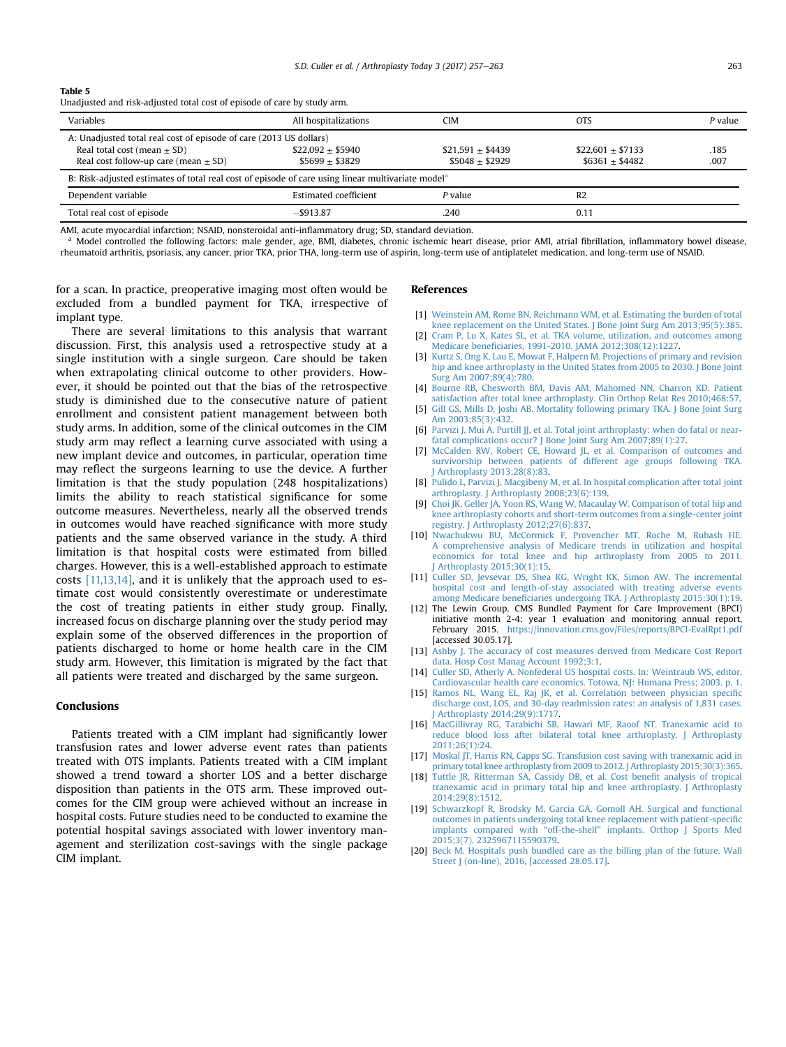**Table 5**
Unadjusted and risk-adjusted total cost of episode of care by study arm.

| Variables | All hospitalizations | CIM | OTS | *P* value |
|---|---|---|---|---|
| A: Unadjusted total real cost of episode of care (2013 US dollars) | | | | |
| Real total cost (mean ± SD) | $22,092 ± $5940 | $21,591 ± $4439 | $22,601 ± $7133 | .185 |
| Real cost follow-up care (mean ± SD) | $5699 ± $3829 | $5048 ± $2929 | $6361 ± $4482 | .007 |
| B: Risk-adjusted estimates of total real cost of episode of care using linear multivariate model[a] | | | | |
| Dependent variable | Estimated coefficient | *P* value | R2 | |
| Total real cost of episode | −$913.87 | .240 | 0.11 | |

AMI, acute myocardial infarction; NSAID, nonsteroidal anti-inflammatory drug; SD, standard deviation.

[a] Model controlled the following factors: male gender, age, BMI, diabetes, chronic ischemic heart disease, prior AMI, atrial fibrillation, inflammatory bowel disease, rheumatoid arthritis, psoriasis, any cancer, prior TKA, prior THA, long-term use of aspirin, long-term use of antiplatelet medication, and long-term use of NSAID.

for a scan. In practice, preoperative imaging most often would be excluded from a bundled payment for TKA, irrespective of implant type.

There are several limitations to this analysis that warrant discussion. First, this analysis used a retrospective study at a single institution with a single surgeon. Care should be taken when extrapolating clinical outcome to other providers. However, it should be pointed out that the bias of the retrospective study is diminished due to the consecutive nature of patient enrollment and consistent patient management between both study arms. In addition, some of the clinical outcomes in the CIM study arm may reflect a learning curve associated with using a new implant device and outcomes, in particular, operation time may reflect the surgeons learning to use the device. A further limitation is that the study population (248 hospitalizations) limits the ability to reach statistical significance for some outcome measures. Nevertheless, nearly all the observed trends in outcomes would have reached significance with more study patients and the same observed variance in the study. A third limitation is that hospital costs were estimated from billed charges. However, this is a well-established approach to estimate costs [11,13,14], and it is unlikely that the approach used to estimate cost would consistently overestimate or underestimate the cost of treating patients in either study group. Finally, increased focus on discharge planning over the study period may explain some of the observed differences in the proportion of patients discharged to home or home health care in the CIM study arm. However, this limitation is migrated by the fact that all patients were treated and discharged by the same surgeon.

## Conclusions

Patients treated with a CIM implant had significantly lower transfusion rates and lower adverse event rates than patients treated with OTS implants. Patients treated with a CIM implant showed a trend toward a shorter LOS and a better discharge disposition than patients in the OTS arm. These improved outcomes for the CIM group were achieved without an increase in hospital costs. Future studies need to be conducted to examine the potential hospital savings associated with lower inventory management and sterilization cost-savings with the single package CIM implant.

## References

[1] Weinstein AM, Rome BN, Reichmann WM, et al. Estimating the burden of total knee replacement on the United States. J Bone Joint Surg Am 2013;95(5):385.
[2] Cram P, Lu X, Kates SL, et al. TKA volume, utilization, and outcomes among Medicare beneficiaries, 1991-2010. JAMA 2012;308(12):1227.
[3] Kurtz S, Ong K, Lau E, Mowat F, Halpern M. Projections of primary and revision hip and knee arthroplasty in the United States from 2005 to 2030. J Bone Joint Surg Am 2007;89(4):780.
[4] Bourne RB, Chesworth BM, Davis AM, Mahomed NN, Charron KD. Patient satisfaction after total knee arthroplasty. Clin Orthop Relat Res 2010;468:57.
[5] Gill GS, Mills D, Joshi AB. Mortality following primary TKA. J Bone Joint Surg Am 2003;85(3):432.
[6] Parvizi J, Mui A, Purtill JJ, et al. Total joint arthroplasty: when do fatal or near-fatal complications occur? J Bone Joint Surg Am 2007;89(1):27.
[7] McCalden RW, Robert CE, Howard JL, et al. Comparison of outcomes and survivorship between patients of different age groups following TKA. J Arthroplasty 2013;28(8):83.
[8] Pulido L, Parvizi J, Macgibeny M, et al. In hospital complication after total joint arthroplasty. J Arthroplasty 2008;23(6):139.
[9] Choi JK, Geller JA, Yoon RS, Wang W, Macaulay W. Comparison of total hip and knee arthroplasty cohorts and short-term outcomes from a single-center joint registry. J Arthroplasty 2012;27(6):837.
[10] Nwachukwu BU, McCormick F, Provencher MT, Roche M, Rubash HE. A comprehensive analysis of Medicare trends in utilization and hospital economics for total knee and hip arthroplasty from 2005 to 2011. J Arthroplasty 2015;30(1):15.
[11] Culler SD, Jevsevar DS, Shea KG, Wright KK, Simon AW. The incremental hospital cost and length-of-stay associated with treating adverse events among Medicare beneficiaries undergoing TKA. J Arthroplasty 2015;30(1):19.
[12] The Lewin Group. CMS Bundled Payment for Care Improvement (BPCI) initiative month 2-4: year 1 evaluation and monitoring annual report, February 2015. https://innovation.cms.gov/Files/reports/BPCI-EvalRpt1.pdf [accessed 30.05.17].
[13] Ashby J. The accuracy of cost measures derived from Medicare Cost Report data. Hosp Cost Manag Account 1992;3:1.
[14] Culler SD, Atherly A. Nonfederal US hospital costs. In: Weintraub WS, editor. Cardiovascular health care economics. Totowa, NJ: Humana Press; 2003. p. 1.
[15] Ramos NL, Wang EL, Raj JK, et al. Correlation between physician specific discharge cost, LOS, and 30-day readmission rates: an analysis of 1,831 cases. J Arthroplasty 2014;29(9):1717.
[16] MacGillivray RG, Tarabichi SB, Hawari MF, Raoof NT. Tranexamic acid to reduce blood loss after bilateral total knee arthroplasty. J Arthroplasty 2011;26(1):24.
[17] Moskal JT, Harris RN, Capps SG. Transfusion cost saving with tranexamic acid in primary total knee arthroplasty from 2009 to 2012. J Arthroplasty 2015;30(3):365.
[18] Tuttle JR, Ritterman SA, Cassidy DB, et al. Cost benefit analysis of tropical tranexamic acid in primary total hip and knee arthroplasty. J Arthroplasty 2014;29(8):1512.
[19] Schwarzkopf R, Brodsky M, Garcia GA, Gomoll AH. Surgical and functional outcomes in patients undergoing total knee replacement with patient-specific implants compared with "off-the-shelf" implants. Orthop J Sports Med 2015;3(7). 2325967115590379.
[20] Beck M. Hospitals push bundled care as the billing plan of the future. Wall Street J (on-line), 2016, [accessed 28.05.17].